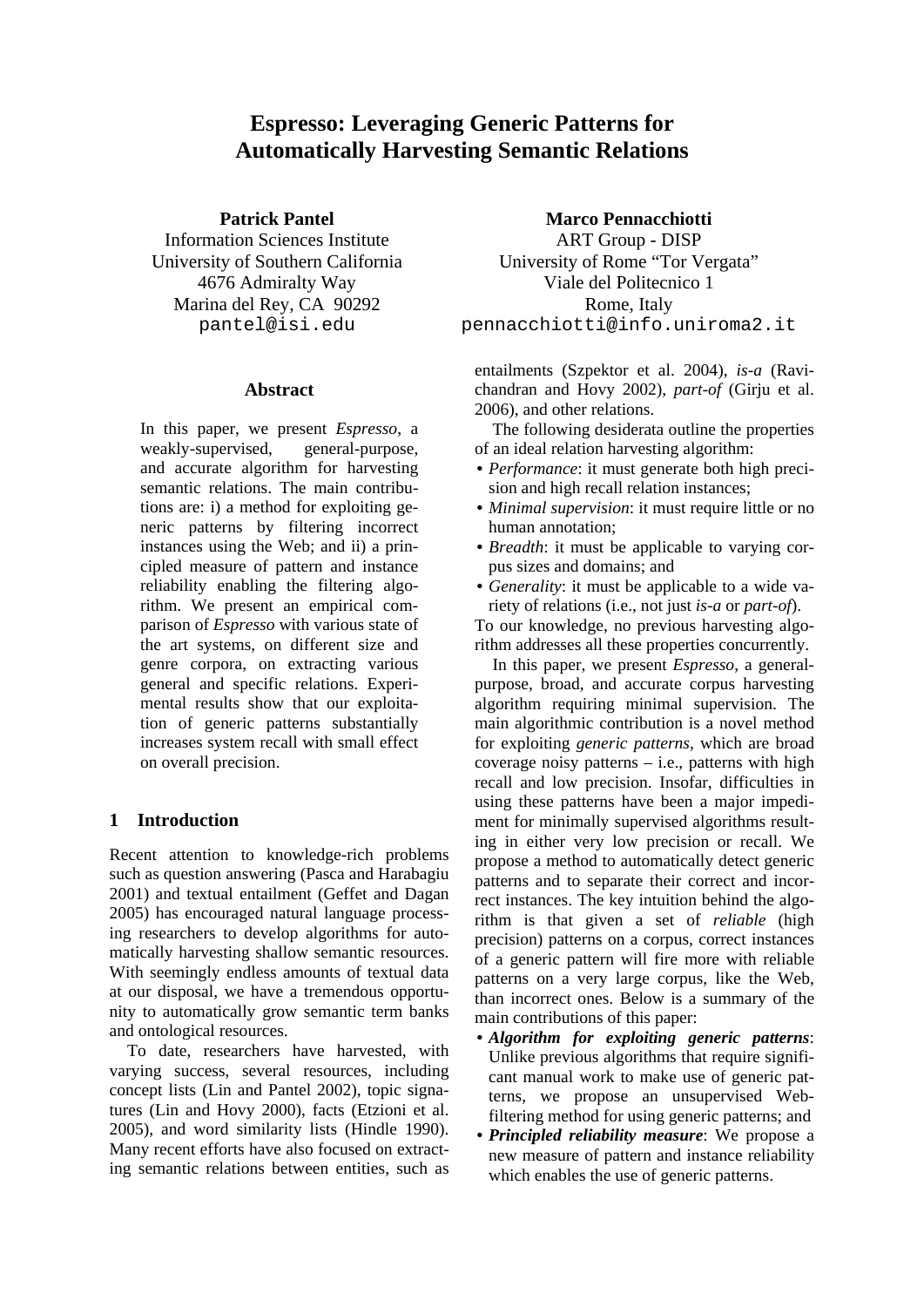# Espresso: Leveraging Generic Patterns for Automatically Harvesting Semantic Relations

**Patrick Pantel**
Information Sciences Institute
University of Southern California
4676 Admiralty Way
Marina del Rey, CA 90292
pantel@isi.edu

**Marco Pennacchiotti**
ART Group - DISP
University of Rome "Tor Vergata"
Viale del Politecnico 1
Rome, Italy
pennacchiotti@info.uniroma2.it

## Abstract

In this paper, we present *Espresso*, a weakly-supervised, general-purpose, and accurate algorithm for harvesting semantic relations. The main contributions are: i) a method for exploiting generic patterns by filtering incorrect instances using the Web; and ii) a principled measure of pattern and instance reliability enabling the filtering algorithm. We present an empirical comparison of *Espresso* with various state of the art systems, on different size and genre corpora, on extracting various general and specific relations. Experimental results show that our exploitation of generic patterns substantially increases system recall with small effect on overall precision.

## 1 Introduction

Recent attention to knowledge-rich problems such as question answering (Pasca and Harabagiu 2001) and textual entailment (Geffet and Dagan 2005) has encouraged natural language processing researchers to develop algorithms for automatically harvesting shallow semantic resources. With seemingly endless amounts of textual data at our disposal, we have a tremendous opportunity to automatically grow semantic term banks and ontological resources.

To date, researchers have harvested, with varying success, several resources, including concept lists (Lin and Pantel 2002), topic signatures (Lin and Hovy 2000), facts (Etzioni et al. 2005), and word similarity lists (Hindle 1990). Many recent efforts have also focused on extracting semantic relations between entities, such as entailments (Szpektor et al. 2004), *is-a* (Ravichandran and Hovy 2002), *part-of* (Girju et al. 2006), and other relations.

The following desiderata outline the properties of an ideal relation harvesting algorithm:

- *Performance*: it must generate both high precision and high recall relation instances;
- *Minimal supervision*: it must require little or no human annotation;
- *Breadth*: it must be applicable to varying corpus sizes and domains; and
- *Generality*: it must be applicable to a wide variety of relations (i.e., not just *is-a* or *part-of*).

To our knowledge, no previous harvesting algorithm addresses all these properties concurrently.

In this paper, we present *Espresso*, a general-purpose, broad, and accurate corpus harvesting algorithm requiring minimal supervision. The main algorithmic contribution is a novel method for exploiting *generic patterns*, which are broad coverage noisy patterns – i.e., patterns with high recall and low precision. Insofar, difficulties in using these patterns have been a major impediment for minimally supervised algorithms resulting in either very low precision or recall. We propose a method to automatically detect generic patterns and to separate their correct and incorrect instances. The key intuition behind the algorithm is that given a set of *reliable* (high precision) patterns on a corpus, correct instances of a generic pattern will fire more with reliable patterns on a very large corpus, like the Web, than incorrect ones. Below is a summary of the main contributions of this paper:

- ***Algorithm for exploiting generic patterns***: Unlike previous algorithms that require significant manual work to make use of generic patterns, we propose an unsupervised Web-filtering method for using generic patterns; and
- ***Principled reliability measure***: We propose a new measure of pattern and instance reliability which enables the use of generic patterns.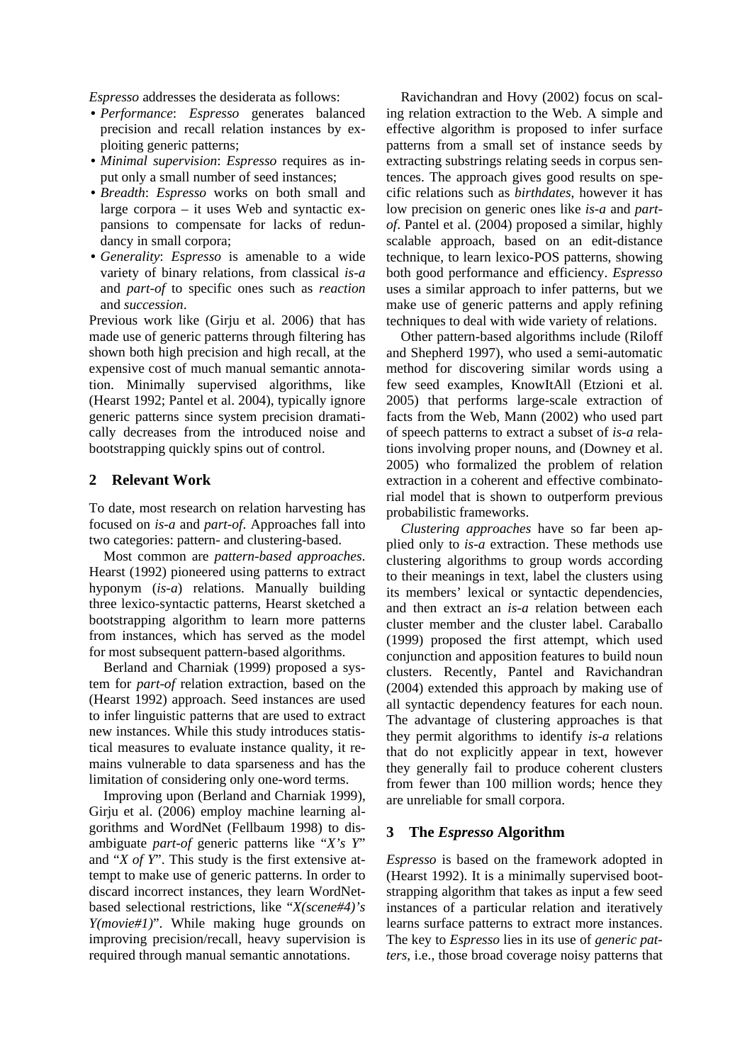*Espresso* addresses the desiderata as follows:

- *Performance*: *Espresso* generates balanced precision and recall relation instances by exploiting generic patterns;
- *Minimal supervision*: *Espresso* requires as input only a small number of seed instances;
- *Breadth*: *Espresso* works on both small and large corpora – it uses Web and syntactic expansions to compensate for lacks of redundancy in small corpora;
- *Generality*: *Espresso* is amenable to a wide variety of binary relations, from classical *is-a* and *part-of* to specific ones such as *reaction* and *succession*.

Previous work like (Girju et al. 2006) that has made use of generic patterns through filtering has shown both high precision and high recall, at the expensive cost of much manual semantic annotation. Minimally supervised algorithms, like (Hearst 1992; Pantel et al. 2004), typically ignore generic patterns since system precision dramatically decreases from the introduced noise and bootstrapping quickly spins out of control.

## 2 Relevant Work

To date, most research on relation harvesting has focused on *is-a* and *part-of*. Approaches fall into two categories: pattern- and clustering-based.

Most common are *pattern-based approaches*. Hearst (1992) pioneered using patterns to extract hyponym (*is-a*) relations. Manually building three lexico-syntactic patterns, Hearst sketched a bootstrapping algorithm to learn more patterns from instances, which has served as the model for most subsequent pattern-based algorithms.

Berland and Charniak (1999) proposed a system for *part-of* relation extraction, based on the (Hearst 1992) approach. Seed instances are used to infer linguistic patterns that are used to extract new instances. While this study introduces statistical measures to evaluate instance quality, it remains vulnerable to data sparseness and has the limitation of considering only one-word terms.

Improving upon (Berland and Charniak 1999), Girju et al. (2006) employ machine learning algorithms and WordNet (Fellbaum 1998) to disambiguate *part-of* generic patterns like "*X's Y*" and "*X of Y*". This study is the first extensive attempt to make use of generic patterns. In order to discard incorrect instances, they learn WordNet-based selectional restrictions, like "*X(scene#4)'s Y(movie#1)*". While making huge grounds on improving precision/recall, heavy supervision is required through manual semantic annotations.

Ravichandran and Hovy (2002) focus on scaling relation extraction to the Web. A simple and effective algorithm is proposed to infer surface patterns from a small set of instance seeds by extracting substrings relating seeds in corpus sentences. The approach gives good results on specific relations such as *birthdates*, however it has low precision on generic ones like *is-a* and *part-of*. Pantel et al. (2004) proposed a similar, highly scalable approach, based on an edit-distance technique, to learn lexico-POS patterns, showing both good performance and efficiency. *Espresso* uses a similar approach to infer patterns, but we make use of generic patterns and apply refining techniques to deal with wide variety of relations.

Other pattern-based algorithms include (Riloff and Shepherd 1997), who used a semi-automatic method for discovering similar words using a few seed examples, KnowItAll (Etzioni et al. 2005) that performs large-scale extraction of facts from the Web, Mann (2002) who used part of speech patterns to extract a subset of *is-a* relations involving proper nouns, and (Downey et al. 2005) who formalized the problem of relation extraction in a coherent and effective combinatorial model that is shown to outperform previous probabilistic frameworks.

*Clustering approaches* have so far been applied only to *is-a* extraction. These methods use clustering algorithms to group words according to their meanings in text, label the clusters using its members' lexical or syntactic dependencies, and then extract an *is-a* relation between each cluster member and the cluster label. Caraballo (1999) proposed the first attempt, which used conjunction and apposition features to build noun clusters. Recently, Pantel and Ravichandran (2004) extended this approach by making use of all syntactic dependency features for each noun. The advantage of clustering approaches is that they permit algorithms to identify *is-a* relations that do not explicitly appear in text, however they generally fail to produce coherent clusters from fewer than 100 million words; hence they are unreliable for small corpora.

## 3 The *Espresso* Algorithm

*Espresso* is based on the framework adopted in (Hearst 1992). It is a minimally supervised bootstrapping algorithm that takes as input a few seed instances of a particular relation and iteratively learns surface patterns to extract more instances. The key to *Espresso* lies in its use of *generic patters*, i.e., those broad coverage noisy patterns that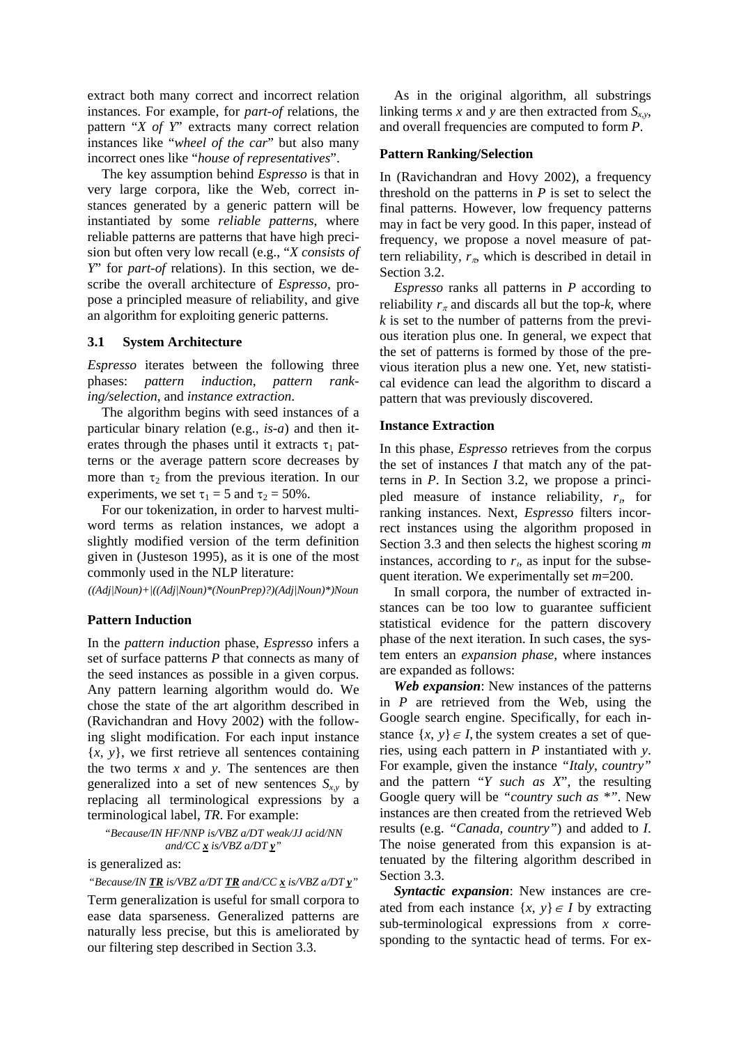extract both many correct and incorrect relation instances. For example, for *part-of* relations, the pattern "*X of Y*" extracts many correct relation instances like "*wheel of the car*" but also many incorrect ones like "*house of representatives*".

The key assumption behind *Espresso* is that in very large corpora, like the Web, correct instances generated by a generic pattern will be instantiated by some *reliable patterns*, where reliable patterns are patterns that have high precision but often very low recall (e.g., "*X consists of Y*" for *part-of* relations). In this section, we describe the overall architecture of *Espresso*, propose a principled measure of reliability, and give an algorithm for exploiting generic patterns.

### 3.1 System Architecture

*Espresso* iterates between the following three phases: *pattern induction*, *pattern ranking/selection*, and *instance extraction*.

The algorithm begins with seed instances of a particular binary relation (e.g., *is-a*) and then iterates through the phases until it extracts $\tau_1$ patterns or the average pattern score decreases by more than $\tau_2$ from the previous iteration. In our experiments, we set $\tau_1 = 5$ and $\tau_2 = 50\%$.

For our tokenization, in order to harvest multi-word terms as relation instances, we adopt a slightly modified version of the term definition given in (Justeson 1995), as it is one of the most commonly used in the NLP literature:

*((Adj|Noun)+|((Adj|Noun)*(NounPrep)?)(Adj|Noun)*)Noun*

#### Pattern Induction

In the *pattern induction* phase, *Espresso* infers a set of surface patterns *P* that connects as many of the seed instances as possible in a given corpus. Any pattern learning algorithm would do. We chose the state of the art algorithm described in (Ravichandran and Hovy 2002) with the following slight modification. For each input instance $\{x, y\}$, we first retrieve all sentences containing the two terms *x* and *y*. The sentences are then generalized into a set of new sentences $S_{x,y}$ by replacing all terminological expressions by a terminological label, *TR*. For example:

*"Because/IN HF/NNP is/VBZ a/DT weak/JJ acid/NN and/CC **x** is/VBZ a/DT **y**"*

is generalized as:

*"Because/IN **TR** is/VBZ a/DT **TR** and/CC **x** is/VBZ a/DT **y**"*

Term generalization is useful for small corpora to ease data sparseness. Generalized patterns are naturally less precise, but this is ameliorated by our filtering step described in Section 3.3.

As in the original algorithm, all substrings linking terms *x* and *y* are then extracted from $S_{x,y}$, and overall frequencies are computed to form *P*.

#### Pattern Ranking/Selection

In (Ravichandran and Hovy 2002), a frequency threshold on the patterns in *P* is set to select the final patterns. However, low frequency patterns may in fact be very good. In this paper, instead of frequency, we propose a novel measure of pattern reliability, $r_\pi$, which is described in detail in Section 3.2.

*Espresso* ranks all patterns in *P* according to reliability $r_\pi$ and discards all but the top-*k*, where *k* is set to the number of patterns from the previous iteration plus one. In general, we expect that the set of patterns is formed by those of the previous iteration plus a new one. Yet, new statistical evidence can lead the algorithm to discard a pattern that was previously discovered.

#### Instance Extraction

In this phase, *Espresso* retrieves from the corpus the set of instances *I* that match any of the patterns in *P*. In Section 3.2, we propose a principled measure of instance reliability, $r_\iota$, for ranking instances. Next, *Espresso* filters incorrect instances using the algorithm proposed in Section 3.3 and then selects the highest scoring *m* instances, according to $r_\iota$, as input for the subsequent iteration. We experimentally set *m*=200.

In small corpora, the number of extracted instances can be too low to guarantee sufficient statistical evidence for the pattern discovery phase of the next iteration. In such cases, the system enters an *expansion phase*, where instances are expanded as follows:

***Web expansion***: New instances of the patterns in *P* are retrieved from the Web, using the Google search engine. Specifically, for each instance $\{x, y\} \in I$, the system creates a set of queries, using each pattern in *P* instantiated with *y*. For example, given the instance *"Italy, country"* and the pattern "*Y such as X*", the resulting Google query will be *"country such as \*"*. New instances are then created from the retrieved Web results (e.g. *"Canada, country"*) and added to *I*. The noise generated from this expansion is attenuated by the filtering algorithm described in Section 3.3.

***Syntactic expansion***: New instances are created from each instance $\{x, y\} \in I$ by extracting sub-terminological expressions from *x* corresponding to the syntactic head of terms. For ex-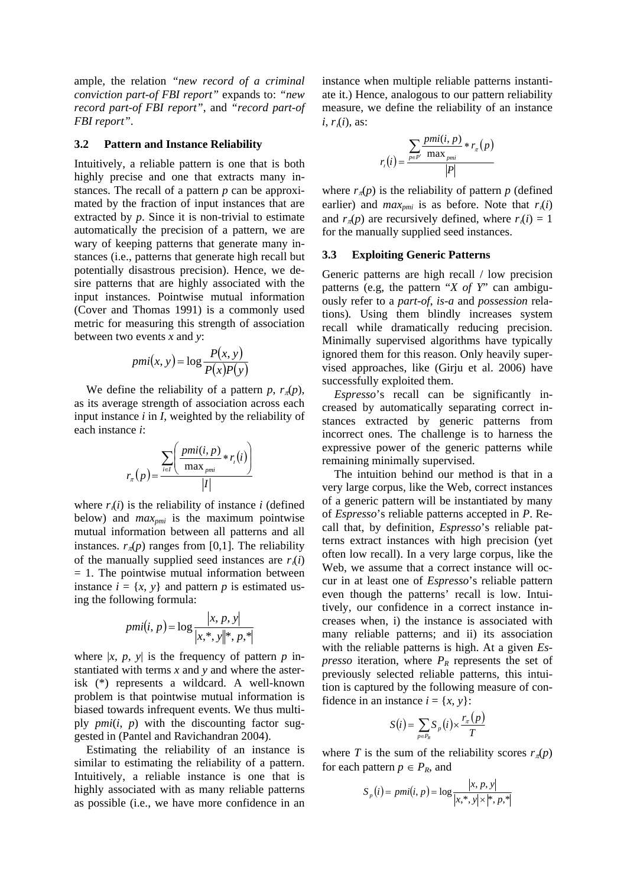ample, the relation *"new record of a criminal conviction part-of FBI report"* expands to: *"new record part-of FBI report"*, and *"record part-of FBI report"*.

### 3.2 Pattern and Instance Reliability

Intuitively, a reliable pattern is one that is both highly precise and one that extracts many instances. The recall of a pattern *p* can be approximated by the fraction of input instances that are extracted by *p*. Since it is non-trivial to estimate automatically the precision of a pattern, we are wary of keeping patterns that generate many instances (i.e., patterns that generate high recall but potentially disastrous precision). Hence, we desire patterns that are highly associated with the input instances. Pointwise mutual information (Cover and Thomas 1991) is a commonly used metric for measuring this strength of association between two events *x* and *y*:

$$pmi(x, y) = \log \frac{P(x, y)}{P(x)P(y)}$$

We define the reliability of a pattern *p*, $r_\pi(p)$, as its average strength of association across each input instance *i* in *I*, weighted by the reliability of each instance *i*:

$$r_\pi(p) = \frac{\sum_{i \in I} \left( \frac{pmi(i, p)}{\max_{pmi}} * r_\iota(i) \right)}{|I|}$$

where $r_\iota(i)$ is the reliability of instance *i* (defined below) and $max_{pmi}$ is the maximum pointwise mutual information between all patterns and all instances. $r_\pi(p)$ ranges from [0,1]. The reliability of the manually supplied seed instances are $r_\iota(i) = 1$. The pointwise mutual information between instance $i = \{x, y\}$ and pattern *p* is estimated using the following formula:

$$pmi(i, p) = \log \frac{|x, p, y|}{|x, *, y||*, p, *|}$$

where $|x, p, y|$ is the frequency of pattern *p* instantiated with terms *x* and *y* and where the asterisk (*) represents a wildcard. A well-known problem is that pointwise mutual information is biased towards infrequent events. We thus multiply $pmi(i, p)$ with the discounting factor suggested in (Pantel and Ravichandran 2004).

Estimating the reliability of an instance is similar to estimating the reliability of a pattern. Intuitively, a reliable instance is one that is highly associated with as many reliable patterns as possible (i.e., we have more confidence in an instance when multiple reliable patterns instantiate it.) Hence, analogous to our pattern reliability measure, we define the reliability of an instance *i*, $r_\iota(i)$, as:

$$r_\iota(i) = \frac{\sum_{p \in P'} \frac{pmi(i, p)}{\max_{pmi}} * r_\pi(p)}{|P|}$$

where $r_\pi(p)$ is the reliability of pattern *p* (defined earlier) and $max_{pmi}$ is as before. Note that $r_\iota(i)$ and $r_\pi(p)$ are recursively defined, where $r_\iota(i) = 1$ for the manually supplied seed instances.

### 3.3 Exploiting Generic Patterns

Generic patterns are high recall / low precision patterns (e.g, the pattern "*X of Y*" can ambiguously refer to a *part-of*, *is-a* and *possession* relations). Using them blindly increases system recall while dramatically reducing precision. Minimally supervised algorithms have typically ignored them for this reason. Only heavily supervised approaches, like (Girju et al. 2006) have successfully exploited them.

*Espresso*'s recall can be significantly increased by automatically separating correct instances extracted by generic patterns from incorrect ones. The challenge is to harness the expressive power of the generic patterns while remaining minimally supervised.

The intuition behind our method is that in a very large corpus, like the Web, correct instances of a generic pattern will be instantiated by many of *Espresso*'s reliable patterns accepted in *P*. Recall that, by definition, *Espresso*'s reliable patterns extract instances with high precision (yet often low recall). In a very large corpus, like the Web, we assume that a correct instance will occur in at least one of *Espresso*'s reliable pattern even though the patterns' recall is low. Intuitively, our confidence in a correct instance increases when, i) the instance is associated with many reliable patterns; and ii) its association with the reliable patterns is high. At a given *Espresso* iteration, where $P_R$ represents the set of previously selected reliable patterns, this intuition is captured by the following measure of confidence in an instance $i = \{x, y\}$:

$$S(i) = \sum_{p \in P_R} S_p(i) \times \frac{r_\pi(p)}{T}$$

where *T* is the sum of the reliability scores $r_\pi(p)$ for each pattern $p \in P_R$, and

$$S_p(i) = pmi(i, p) = \log \frac{|x, p, y|}{|x, *, y| \times |*, p, *|}$$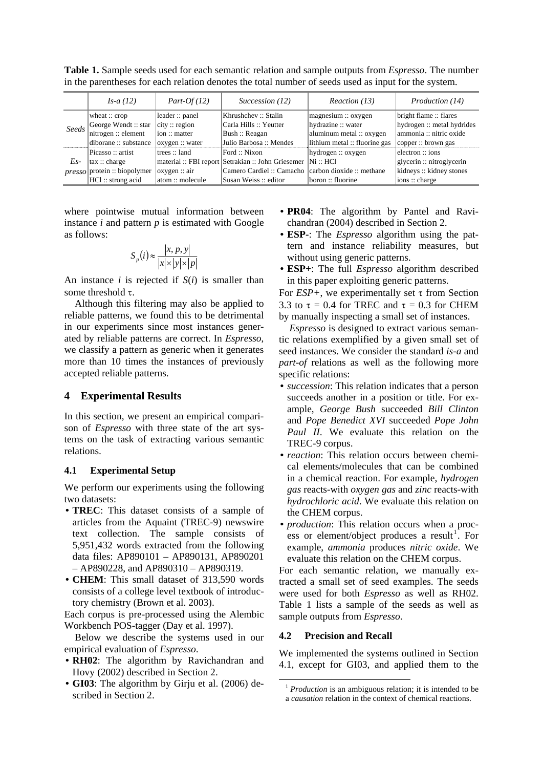**Table 1.** Sample seeds used for each semantic relation and sample outputs from *Espresso*. The number in the parentheses for each relation denotes the total number of seeds used as input for the system.

| | *Is-a (12)* | *Part-Of (12)* | *Succession (12)* | *Reaction (13)* | *Production (14)* |
|---|---|---|---|---|---|
| *Seeds* | wheat :: crop | leader :: panel | Khrushchev :: Stalin | magnesium :: oxygen | bright flame :: flares |
| | George Wendt :: star | city :: region | Carla Hills :: Yeutter | hydrazine :: water | hydrogen :: metal hydrides |
| | nitrogen :: element | ion :: matter | Bush :: Reagan | aluminum metal :: oxygen | ammonia :: nitric oxide |
| | diborane :: substance | oxygen :: water | Julio Barbosa :: Mendes | lithium metal :: fluorine gas | copper :: brown gas |
| *Es-presso* | Picasso :: artist | trees :: land | Ford :: Nixon | hydrogen :: oxygen | electron :: ions |
| | tax :: charge | material :: FBI report | Setrakian :: John Griesemer | Ni :: HCl | glycerin :: nitroglycerin |
| | protein :: biopolymer | oxygen :: air | Camero Cardiel :: Camacho | carbon dioxide :: methane | kidneys :: kidney stones |
| | HCl :: strong acid | atom :: molecule | Susan Weiss :: editor | boron :: fluorine | ions :: charge |

where pointwise mutual information between instance $i$ and pattern $p$ is estimated with Google as follows:

$$S_p(i) \approx \frac{|x, p, y|}{|x| \times |y| \times |p|}$$

An instance $i$ is rejected if $S(i)$ is smaller than some threshold $\tau$.

Although this filtering may also be applied to reliable patterns, we found this to be detrimental in our experiments since most instances generated by reliable patterns are correct. In *Espresso*, we classify a pattern as generic when it generates more than 10 times the instances of previously accepted reliable patterns.

## 4 Experimental Results

In this section, we present an empirical comparison of *Espresso* with three state of the art systems on the task of extracting various semantic relations.

### 4.1 Experimental Setup

We perform our experiments using the following two datasets:

- **TREC**: This dataset consists of a sample of articles from the Aquaint (TREC-9) newswire text collection. The sample consists of 5,951,432 words extracted from the following data files: AP890101 – AP890131, AP890201 – AP890228, and AP890310 – AP890319.
- **CHEM**: This small dataset of 313,590 words consists of a college level textbook of introductory chemistry (Brown et al. 2003).

Each corpus is pre-processed using the Alembic Workbench POS-tagger (Day et al. 1997).

Below we describe the systems used in our empirical evaluation of *Espresso*.

- **RH02**: The algorithm by Ravichandran and Hovy (2002) described in Section 2.
- **GI03**: The algorithm by Girju et al. (2006) described in Section 2.
- **PR04**: The algorithm by Pantel and Ravichandran (2004) described in Section 2.
- **ESP-**: The *Espresso* algorithm using the pattern and instance reliability measures, but without using generic patterns.
- **ESP+**: The full *Espresso* algorithm described in this paper exploiting generic patterns.

For *ESP+*, we experimentally set $\tau$ from Section 3.3 to $\tau = 0.4$ for TREC and $\tau = 0.3$ for CHEM by manually inspecting a small set of instances.

*Espresso* is designed to extract various semantic relations exemplified by a given small set of seed instances. We consider the standard *is-a* and *part-of* relations as well as the following more specific relations:

- *succession*: This relation indicates that a person succeeds another in a position or title. For example, *George Bush* succeeded *Bill Clinton* and *Pope Benedict XVI* succeeded *Pope John Paul II*. We evaluate this relation on the TREC-9 corpus.
- *reaction*: This relation occurs between chemical elements/molecules that can be combined in a chemical reaction. For example, *hydrogen gas* reacts-with *oxygen gas* and *zinc* reacts-with *hydrochloric acid*. We evaluate this relation on the CHEM corpus.
- *production*: This relation occurs when a process or element/object produces a result[1]. For example, *ammonia* produces *nitric oxide*. We evaluate this relation on the CHEM corpus.

For each semantic relation, we manually extracted a small set of seed examples. The seeds were used for both *Espresso* as well as RH02. Table 1 lists a sample of the seeds as well as sample outputs from *Espresso*.

### 4.2 Precision and Recall

We implemented the systems outlined in Section 4.1, except for GI03, and applied them to the

[1] *Production* is an ambiguous relation; it is intended to be a *causation* relation in the context of chemical reactions.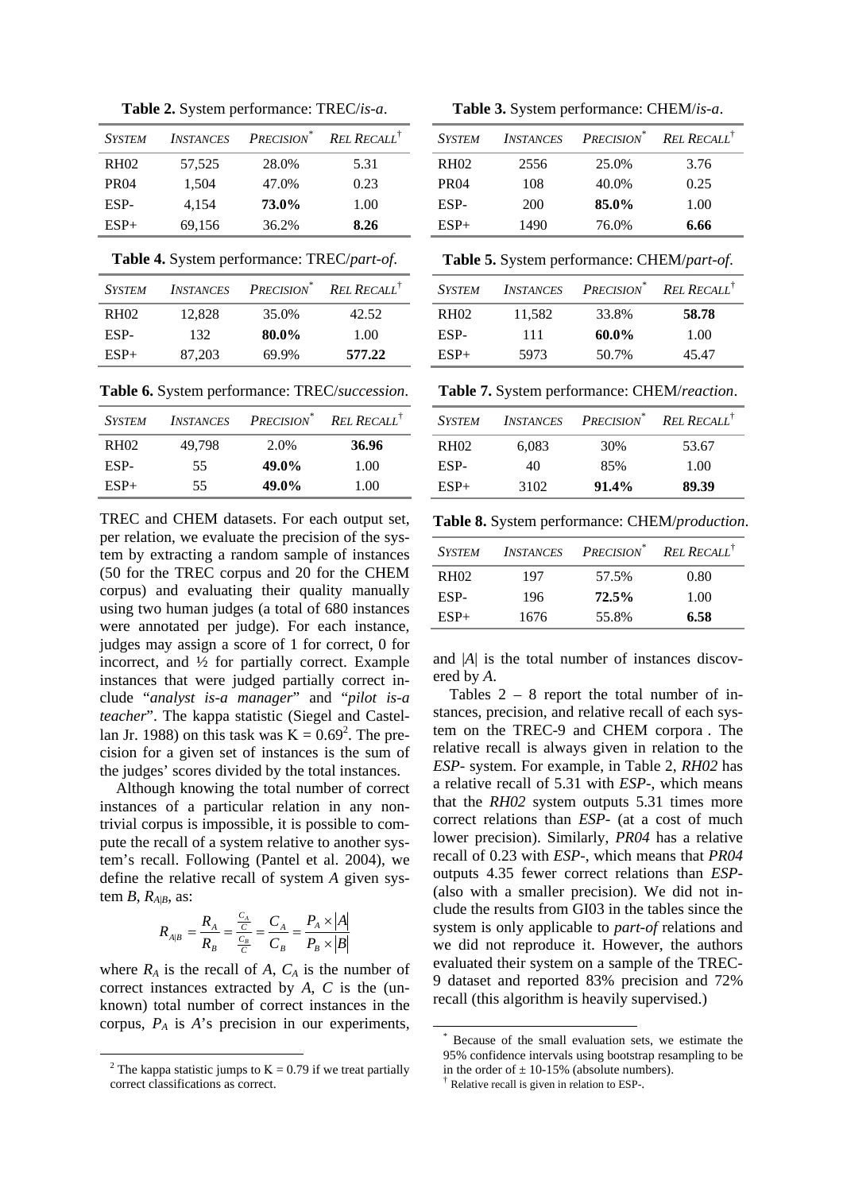**Table 2.** System performance: TREC/*is-a*.

| *SYSTEM* | *INSTANCES* | *PRECISION*\* | *REL RECALL*† |
|---|---|---|---|
| RH02 | 57,525 | 28.0% | 5.31 |
| PR04 | 1,504 | 47.0% | 0.23 |
| ESP- | 4,154 | **73.0%** | 1.00 |
| ESP+ | 69,156 | 36.2% | **8.26** |

**Table 3.** System performance: CHEM/*is-a*.

| *SYSTEM* | *INSTANCES* | *PRECISION*\* | *REL RECALL*† |
|---|---|---|---|
| RH02 | 2556 | 25.0% | 3.76 |
| PR04 | 108 | 40.0% | 0.25 |
| ESP- | 200 | **85.0%** | 1.00 |
| ESP+ | 1490 | 76.0% | **6.66** |

**Table 4.** System performance: TREC/*part-of*.

| *SYSTEM* | *INSTANCES* | *PRECISION*\* | *REL RECALL*† |
|---|---|---|---|
| RH02 | 12,828 | 35.0% | 42.52 |
| ESP- | 132 | **80.0%** | 1.00 |
| ESP+ | 87,203 | 69.9% | **577.22** |

**Table 5.** System performance: CHEM/*part-of*.

| *SYSTEM* | *INSTANCES* | *PRECISION*\* | *REL RECALL*† |
|---|---|---|---|
| RH02 | 11,582 | 33.8% | **58.78** |
| ESP- | 111 | **60.0%** | 1.00 |
| ESP+ | 5973 | 50.7% | 45.47 |

**Table 6.** System performance: TREC/*succession*.

| *SYSTEM* | *INSTANCES* | *PRECISION*\* | *REL RECALL*† |
|---|---|---|---|
| RH02 | 49,798 | 2.0% | **36.96** |
| ESP- | 55 | **49.0%** | 1.00 |
| ESP+ | 55 | **49.0%** | 1.00 |

**Table 7.** System performance: CHEM/*reaction*.

| *SYSTEM* | *INSTANCES* | *PRECISION*\* | *REL RECALL*† |
|---|---|---|---|
| RH02 | 6,083 | 30% | 53.67 |
| ESP- | 40 | 85% | 1.00 |
| ESP+ | 3102 | **91.4%** | **89.39** |

**Table 8.** System performance: CHEM/*production*.

| *SYSTEM* | *INSTANCES* | *PRECISION*\* | *REL RECALL*† |
|---|---|---|---|
| RH02 | 197 | 57.5% | 0.80 |
| ESP- | 196 | **72.5%** | 1.00 |
| ESP+ | 1676 | 55.8% | **6.58** |

TREC and CHEM datasets. For each output set, per relation, we evaluate the precision of the system by extracting a random sample of instances (50 for the TREC corpus and 20 for the CHEM corpus) and evaluating their quality manually using two human judges (a total of 680 instances were annotated per judge). For each instance, judges may assign a score of 1 for correct, 0 for incorrect, and ½ for partially correct. Example instances that were judged partially correct include "*analyst is-a manager*" and "*pilot is-a teacher*". The kappa statistic (Siegel and Castellan Jr. 1988) on this task was $K = 0.69$[2]. The precision for a given set of instances is the sum of the judges' scores divided by the total instances.

Although knowing the total number of correct instances of a particular relation in any non-trivial corpus is impossible, it is possible to compute the recall of a system relative to another system's recall. Following (Pantel et al. 2004), we define the relative recall of system $A$ given system $B$, $R_{A|B}$, as:

$$R_{A|B} = \frac{R_A}{R_B} = \frac{\frac{C_A}{C}}{\frac{C_B}{C}} = \frac{C_A}{C_B} = \frac{P_A \times |A|}{P_B \times |B|}$$

where $R_A$ is the recall of $A$, $C_A$ is the number of correct instances extracted by $A$, $C$ is the (unknown) total number of correct instances in the corpus, $P_A$ is $A$'s precision in our experiments, and $|A|$ is the total number of instances discovered by $A$.

Tables 2 – 8 report the total number of instances, precision, and relative recall of each system on the TREC-9 and CHEM corpora . The relative recall is always given in relation to the *ESP-* system. For example, in Table 2, *RH02* has a relative recall of 5.31 with *ESP-*, which means that the *RH02* system outputs 5.31 times more correct relations than *ESP-* (at a cost of much lower precision). Similarly, *PR04* has a relative recall of 0.23 with *ESP-*, which means that *PR04* outputs 4.35 fewer correct relations than *ESP-* (also with a smaller precision). We did not include the results from GI03 in the tables since the system is only applicable to *part-of* relations and we did not reproduce it. However, the authors evaluated their system on a sample of the TREC-9 dataset and reported 83% precision and 72% recall (this algorithm is heavily supervised.)

[2] The kappa statistic jumps to $K = 0.79$ if we treat partially correct classifications as correct.

\* Because of the small evaluation sets, we estimate the 95% confidence intervals using bootstrap resampling to be in the order of ± 10-15% (absolute numbers).

† Relative recall is given in relation to ESP-.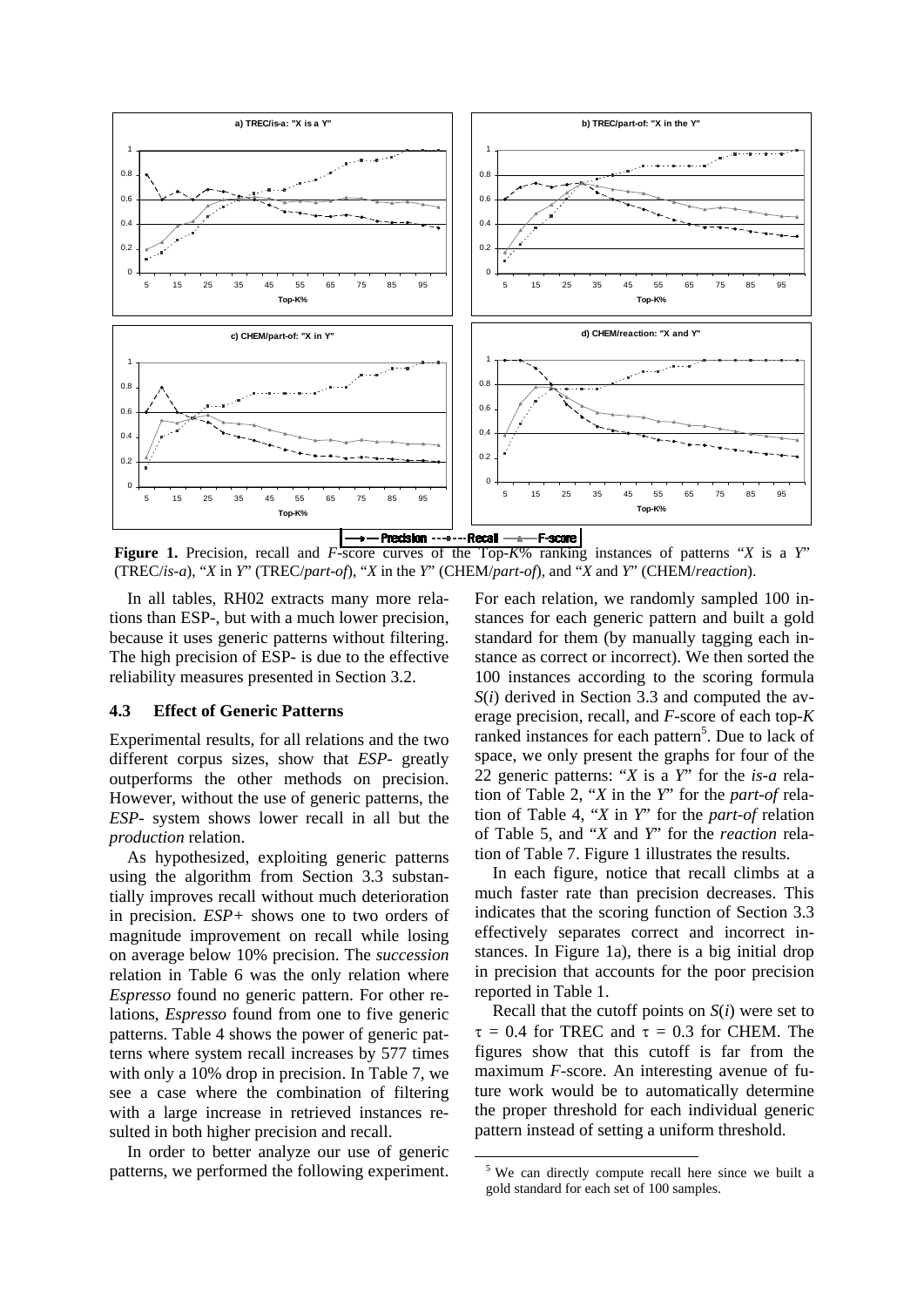**Figure 1.** Precision, recall and *F*-score curves of the Top-*K*% ranking instances of patterns "*X* is a *Y*" (TREC/*is-a*), "*X* in *Y*" (TREC/*part-of*), "*X* in the *Y*" (CHEM/*part-of*), and "*X* and *Y*" (CHEM/*reaction*).

In all tables, RH02 extracts many more relations than ESP-, but with a much lower precision, because it uses generic patterns without filtering. The high precision of ESP- is due to the effective reliability measures presented in Section 3.2.

### 4.3 Effect of Generic Patterns

Experimental results, for all relations and the two different corpus sizes, show that *ESP-* greatly outperforms the other methods on precision. However, without the use of generic patterns, the *ESP-* system shows lower recall in all but the *production* relation.

As hypothesized, exploiting generic patterns using the algorithm from Section 3.3 substantially improves recall without much deterioration in precision. *ESP+* shows one to two orders of magnitude improvement on recall while losing on average below 10% precision. The *succession* relation in Table 6 was the only relation where *Espresso* found no generic pattern. For other relations, *Espresso* found from one to five generic patterns. Table 4 shows the power of generic patterns where system recall increases by 577 times with only a 10% drop in precision. In Table 7, we see a case where the combination of filtering with a large increase in retrieved instances resulted in both higher precision and recall.

In order to better analyze our use of generic patterns, we performed the following experiment. For each relation, we randomly sampled 100 instances for each generic pattern and built a gold standard for them (by manually tagging each instance as correct or incorrect). We then sorted the 100 instances according to the scoring formula $S(i)$ derived in Section 3.3 and computed the average precision, recall, and *F*-score of each top-*K* ranked instances for each pattern[5]. Due to lack of space, we only present the graphs for four of the 22 generic patterns: "*X* is a *Y*" for the *is-a* relation of Table 2, "*X* in the *Y*" for the *part-of* relation of Table 4, "*X* in *Y*" for the *part-of* relation of Table 5, and "*X* and *Y*" for the *reaction* relation of Table 7. Figure 1 illustrates the results.

In each figure, notice that recall climbs at a much faster rate than precision decreases. This indicates that the scoring function of Section 3.3 effectively separates correct and incorrect instances. In Figure 1a), there is a big initial drop in precision that accounts for the poor precision reported in Table 1.

Recall that the cutoff points on $S(i)$ were set to $\tau = 0.4$ for TREC and $\tau = 0.3$ for CHEM. The figures show that this cutoff is far from the maximum *F*-score. An interesting avenue of future work would be to automatically determine the proper threshold for each individual generic pattern instead of setting a uniform threshold.

[5] We can directly compute recall here since we built a gold standard for each set of 100 samples.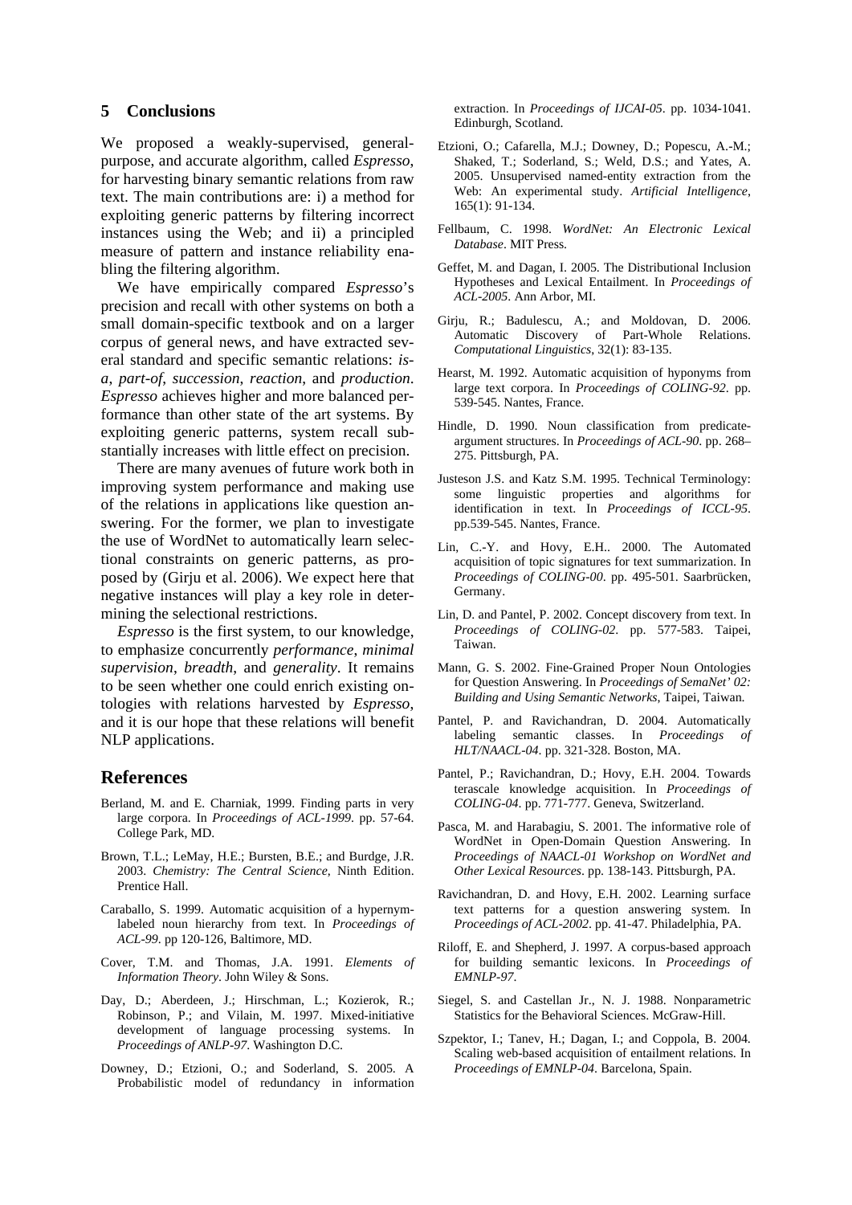## 5 Conclusions

We proposed a weakly-supervised, general-purpose, and accurate algorithm, called *Espresso*, for harvesting binary semantic relations from raw text. The main contributions are: i) a method for exploiting generic patterns by filtering incorrect instances using the Web; and ii) a principled measure of pattern and instance reliability enabling the filtering algorithm.

We have empirically compared *Espresso*'s precision and recall with other systems on both a small domain-specific textbook and on a larger corpus of general news, and have extracted several standard and specific semantic relations: *is-a*, *part-of*, *succession*, *reaction*, and *production*. *Espresso* achieves higher and more balanced performance than other state of the art systems. By exploiting generic patterns, system recall substantially increases with little effect on precision.

There are many avenues of future work both in improving system performance and making use of the relations in applications like question answering. For the former, we plan to investigate the use of WordNet to automatically learn selectional constraints on generic patterns, as proposed by (Girju et al. 2006). We expect here that negative instances will play a key role in determining the selectional restrictions.

*Espresso* is the first system, to our knowledge, to emphasize concurrently *performance*, *minimal supervision*, *breadth*, and *generality*. It remains to be seen whether one could enrich existing ontologies with relations harvested by *Espresso*, and it is our hope that these relations will benefit NLP applications.

## References

Berland, M. and E. Charniak, 1999. Finding parts in very large corpora. In *Proceedings of ACL-1999*. pp. 57-64. College Park, MD.

Brown, T.L.; LeMay, H.E.; Bursten, B.E.; and Burdge, J.R. 2003. *Chemistry: The Central Science*, Ninth Edition. Prentice Hall.

Caraballo, S. 1999. Automatic acquisition of a hypernym-labeled noun hierarchy from text. In *Proceedings of ACL-99*. pp 120-126, Baltimore, MD.

Cover, T.M. and Thomas, J.A. 1991. *Elements of Information Theory*. John Wiley & Sons.

Day, D.; Aberdeen, J.; Hirschman, L.; Kozierok, R.; Robinson, P.; and Vilain, M. 1997. Mixed-initiative development of language processing systems. In *Proceedings of ANLP-97*. Washington D.C.

Downey, D.; Etzioni, O.; and Soderland, S. 2005. A Probabilistic model of redundancy in information extraction. In *Proceedings of IJCAI-05*. pp. 1034-1041. Edinburgh, Scotland.

Etzioni, O.; Cafarella, M.J.; Downey, D.; Popescu, A.-M.; Shaked, T.; Soderland, S.; Weld, D.S.; and Yates, A. 2005. Unsupervised named-entity extraction from the Web: An experimental study. *Artificial Intelligence*, 165(1): 91-134.

Fellbaum, C. 1998. *WordNet: An Electronic Lexical Database*. MIT Press.

Geffet, M. and Dagan, I. 2005. The Distributional Inclusion Hypotheses and Lexical Entailment. In *Proceedings of ACL-2005*. Ann Arbor, MI.

Girju, R.; Badulescu, A.; and Moldovan, D. 2006. Automatic Discovery of Part-Whole Relations. *Computational Linguistics*, 32(1): 83-135.

Hearst, M. 1992. Automatic acquisition of hyponyms from large text corpora. In *Proceedings of COLING-92*. pp. 539-545. Nantes, France.

Hindle, D. 1990. Noun classification from predicate-argument structures. In *Proceedings of ACL-90*. pp. 268–275. Pittsburgh, PA.

Justeson J.S. and Katz S.M. 1995. Technical Terminology: some linguistic properties and algorithms for identification in text. In *Proceedings of ICCL-95*. pp.539-545. Nantes, France.

Lin, C.-Y. and Hovy, E.H.. 2000. The Automated acquisition of topic signatures for text summarization. In *Proceedings of COLING-00*. pp. 495-501. Saarbrücken, Germany.

Lin, D. and Pantel, P. 2002. Concept discovery from text. In *Proceedings of COLING-02*. pp. 577-583. Taipei, Taiwan.

Mann, G. S. 2002. Fine-Grained Proper Noun Ontologies for Question Answering. In *Proceedings of SemaNet' 02: Building and Using Semantic Networks*, Taipei, Taiwan.

Pantel, P. and Ravichandran, D. 2004. Automatically labeling semantic classes. In *Proceedings of HLT/NAACL-04*. pp. 321-328. Boston, MA.

Pantel, P.; Ravichandran, D.; Hovy, E.H. 2004. Towards terascale knowledge acquisition. In *Proceedings of COLING-04*. pp. 771-777. Geneva, Switzerland.

Pasca, M. and Harabagiu, S. 2001. The informative role of WordNet in Open-Domain Question Answering. In *Proceedings of NAACL-01 Workshop on WordNet and Other Lexical Resources*. pp. 138-143. Pittsburgh, PA.

Ravichandran, D. and Hovy, E.H. 2002. Learning surface text patterns for a question answering system. In *Proceedings of ACL-2002*. pp. 41-47. Philadelphia, PA.

Riloff, E. and Shepherd, J. 1997. A corpus-based approach for building semantic lexicons. In *Proceedings of EMNLP-97*.

Siegel, S. and Castellan Jr., N. J. 1988. Nonparametric Statistics for the Behavioral Sciences. McGraw-Hill.

Szpektor, I.; Tanev, H.; Dagan, I.; and Coppola, B. 2004. Scaling web-based acquisition of entailment relations. In *Proceedings of EMNLP-04*. Barcelona, Spain.